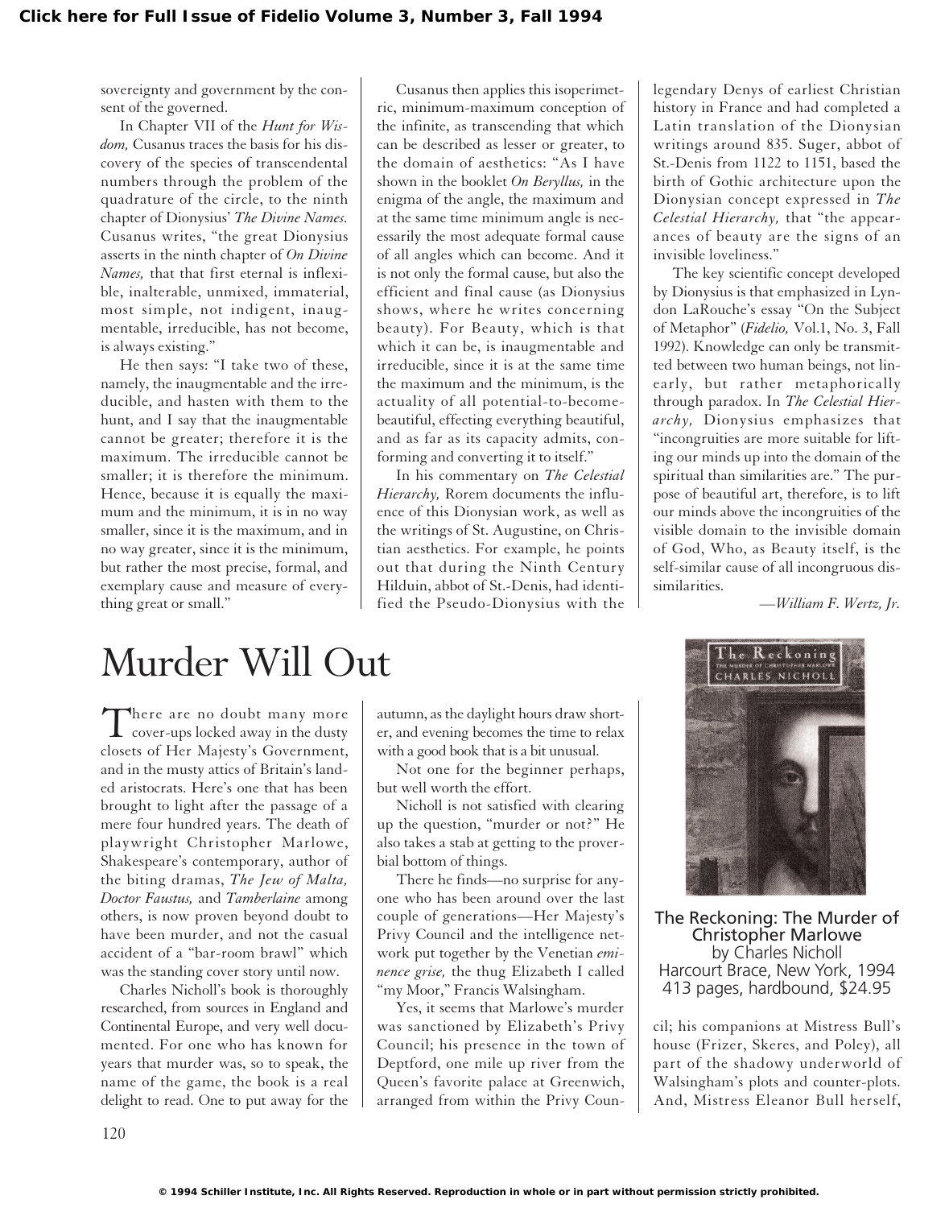sovereignty and government by the consent of the governed.

In Chapter VII of the *Hunt for Wisdom,* Cusanus traces the basis for his discovery of the species of transcendental numbers through the problem of the quadrature of the circle, to the ninth chapter of Dionysius' *The Divine Names.* Cusanus writes, "the great Dionysius asserts in the ninth chapter of *On Divine Names,* that that first eternal is inflexible, inalterable, unmixed, immaterial, most simple, not indigent, inaugmentable, irreducible, has not become, is always existing."

He then says: "I take two of these, namely, the inaugmentable and the irreducible, and hasten with them to the hunt, and I say that the inaugmentable cannot be greater; therefore it is the maximum. The irreducible cannot be smaller; it is therefore the minimum. Hence, because it is equally the maximum and the minimum, it is in no way smaller, since it is the maximum, and in no way greater, since it is the minimum, but rather the most precise, formal, and exemplary cause and measure of everything great or small."

Cusanus then applies this isoperimetric, minimum-maximum conception of the infinite, as transcending that which can be described as lesser or greater, to the domain of aesthetics: "As I have shown in the booklet *On Beryllus,* in the enigma of the angle, the maximum and at the same time minimum angle is necessarily the most adequate formal cause of all angles which can become. And it is not only the formal cause, but also the efficient and final cause (as Dionysius shows, where he writes concerning beauty). For Beauty, which is that which it can be, is inaugmentable and irreducible, since it is at the same time the maximum and the minimum, is the actuality of all potential-to-become-beautiful, effecting everything beautiful, and as far as its capacity admits, conforming and converting it to itself."

In his commentary on *The Celestial Hierarchy,* Rorem documents the influence of this Dionysian work, as well as the writings of St. Augustine, on Christian aesthetics. For example, he points out that during the Ninth Century Hilduin, abbot of St.-Denis, had identified the Pseudo-Dionysius with the legendary Denys of earliest Christian history in France and had completed a Latin translation of the Dionysian writings around 835. Suger, abbot of St.-Denis from 1122 to 1151, based the birth of Gothic architecture upon the Dionysian concept expressed in *The Celestial Hierarchy,* that "the appearances of beauty are the signs of an invisible loveliness."

The key scientific concept developed by Dionysius is that emphasized in Lyndon LaRouche's essay "On the Subject of Metaphor" (*Fidelio,* Vol.1, No. 3, Fall 1992). Knowledge can only be transmitted between two human beings, not linearly, but rather metaphorically through paradox. In *The Celestial Hierarchy,* Dionysius emphasizes that "incongruities are more suitable for lifting our minds up into the domain of the spiritual than similarities are." The purpose of beautiful art, therefore, is to lift our minds above the incongruities of the visible domain to the invisible domain of God, Who, as Beauty itself, is the self-similar cause of all incongruous dissimilarities.

*—William F. Wertz, Jr.*

# Murder Will Out

There are no doubt many more cover-ups locked away in the dusty closets of Her Majesty's Government, and in the musty attics of Britain's landed aristocrats. Here's one that has been brought to light after the passage of a mere four hundred years. The death of playwright Christopher Marlowe, Shakespeare's contemporary, author of the biting dramas, *The Jew of Malta, Doctor Faustus,* and *Tamberlaine* among others, is now proven beyond doubt to have been murder, and not the casual accident of a "bar-room brawl" which was the standing cover story until now.

Charles Nicholl's book is thoroughly researched, from sources in England and Continental Europe, and very well documented. For one who has known for years that murder was, so to speak, the name of the game, the book is a real delight to read. One to put away for the autumn, as the daylight hours draw shorter, and evening becomes the time to relax with a good book that is a bit unusual.

Not one for the beginner perhaps, but well worth the effort.

Nicholl is not satisfied with clearing up the question, "murder or not?" He also takes a stab at getting to the proverbial bottom of things.

There he finds—no surprise for anyone who has been around over the last couple of generations—Her Majesty's Privy Council and the intelligence network put together by the Venetian *eminence grise,* the thug Elizabeth I called "my Moor," Francis Walsingham.

Yes, it seems that Marlowe's murder was sanctioned by Elizabeth's Privy Council; his presence in the town of Deptford, one mile up river from the Queen's favorite palace at Greenwich, arranged from within the Privy Council; his companions at Mistress Bull's house (Frizer, Skeres, and Poley), all part of the shadowy underworld of Walsingham's plots and counter-plots. And, Mistress Eleanor Bull herself,

**The Reckoning: The Murder of Christopher Marlowe**
by Charles Nicholl
Harcourt Brace, New York, 1994
413 pages, hardbound, $24.95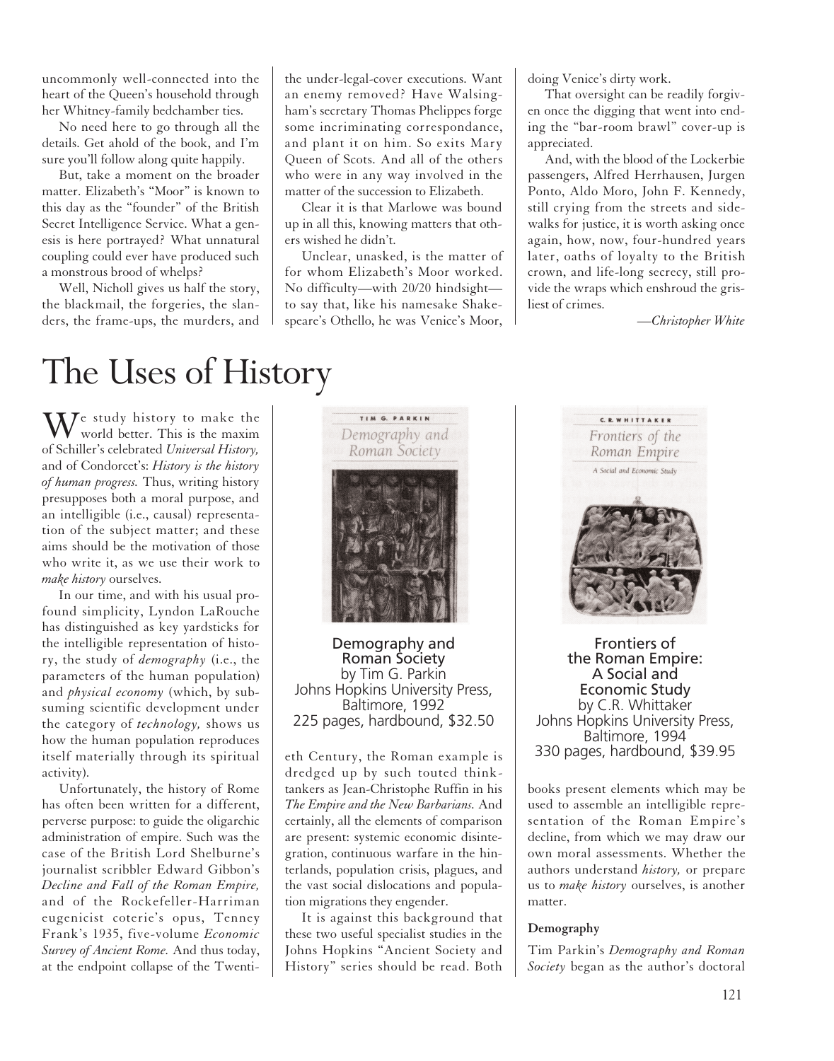uncommonly well-connected into the heart of the Queen's household through her Whitney-family bedchamber ties.

No need here to go through all the details. Get ahold of the book, and I'm sure you'll follow along quite happily.

But, take a moment on the broader matter. Elizabeth's "Moor" is known to this day as the "founder" of the British Secret Intelligence Service. What a genesis is here portrayed? What unnatural coupling could ever have produced such a monstrous brood of whelps?

Well, Nicholl gives us half the story, the blackmail, the forgeries, the slanders, the frame-ups, the murders, and the under-legal-cover executions. Want an enemy removed? Have Walsingham's secretary Thomas Phelippes forge some incriminating correspondance, and plant it on him. So exits Mary Queen of Scots. And all of the others who were in any way involved in the matter of the succession to Elizabeth.

Clear it is that Marlowe was bound up in all this, knowing matters that others wished he didn't.

Unclear, unasked, is the matter of for whom Elizabeth's Moor worked. No difficulty—with 20/20 hindsight—to say that, like his namesake Shakespeare's Othello, he was Venice's Moor, doing Venice's dirty work.

That oversight can be readily forgiven once the digging that went into ending the "bar-room brawl" cover-up is appreciated.

And, with the blood of the Lockerbie passengers, Alfred Herrhausen, Jurgen Ponto, Aldo Moro, John F. Kennedy, still crying from the streets and sidewalks for justice, it is worth asking once again, how, now, four-hundred years later, oaths of loyalty to the British crown, and life-long secrecy, still provide the wraps which enshroud the grisliest of crimes.

—*Christopher White*

# The Uses of History

We study history to make the world better. This is the maxim of Schiller's celebrated *Universal History,* and of Condorcet's: *History is the history of human progress.* Thus, writing history presupposes both a moral purpose, and an intelligible (i.e., causal) representation of the subject matter; and these aims should be the motivation of those who write it, as we use their work to *make history* ourselves.

In our time, and with his usual profound simplicity, Lyndon LaRouche has distinguished as key yardsticks for the intelligible representation of history, the study of *demography* (i.e., the parameters of the human population) and *physical economy* (which, by subsuming scientific development under the category of *technology,* shows us how the human population reproduces itself materially through its spiritual activity).

Unfortunately, the history of Rome has often been written for a different, perverse purpose: to guide the oligarchic administration of empire. Such was the case of the British Lord Shelburne's journalist scribbler Edward Gibbon's *Decline and Fall of the Roman Empire,* and of the Rockefeller-Harriman eugenicist coterie's opus, Tenney Frank's 1935, five-volume *Economic Survey of Ancient Rome.* And thus today, at the endpoint collapse of the Twentieth Century, the Roman example is dredged up by such touted think-tankers as Jean-Christophe Ruffin in his *The Empire and the New Barbarians.* And certainly, all the elements of comparison are present: systemic economic disintegration, continuous warfare in the hinterlands, population crisis, plagues, and the vast social dislocations and population migrations they engender.

It is against this background that these two useful specialist studies in the Johns Hopkins "Ancient Society and History" series should be read. Both books present elements which may be used to assemble an intelligible representation of the Roman Empire's decline, from which we may draw our own moral assessments. Whether the authors understand *history,* or prepare us to *make history* ourselves, is another matter.

**Demography and Roman Society**
by Tim G. Parkin
Johns Hopkins University Press, Baltimore, 1992
225 pages, hardbound, $32.50

**Frontiers of the Roman Empire: A Social and Economic Study**
by C.R. Whittaker
Johns Hopkins University Press, Baltimore, 1994
330 pages, hardbound, $39.95

### Demography

Tim Parkin's *Demography and Roman Society* began as the author's doctoral